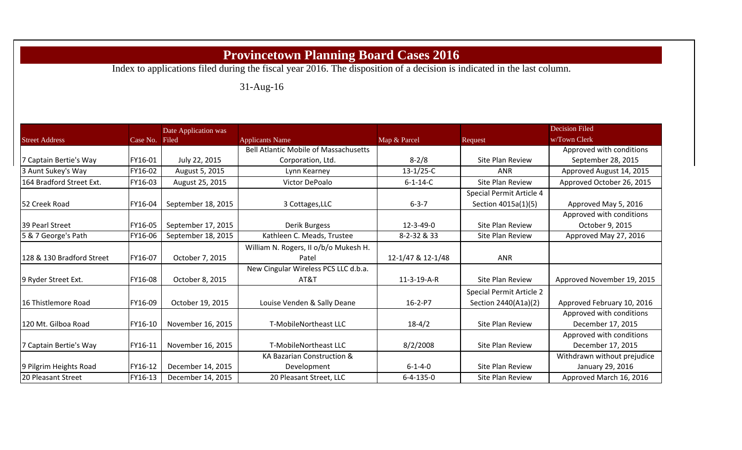# Provincetown Planning Board Cases 2016

Index to applications filed during the fiscal year 2016. The disposition of a decision is indicated in the last column.

31-Aug-16

| Street Address | Case No. | Date Application was Filed | Applicants Name | Map & Parcel | Request | Decision Filed w/Town Clerk |
|---|---|---|---|---|---|---|
| 7 Captain Bertie's Way | FY16-01 | July 22, 2015 | Bell Atlantic Mobile of Massachusetts Corporation, Ltd. | 8-2/8 | Site Plan Review | Approved with conditions September 28, 2015 |
| 3 Aunt Sukey's Way | FY16-02 | August 5, 2015 | Lynn Kearney | 13-1/25-C | ANR | Approved August 14, 2015 |
| 164 Bradford Street Ext. | FY16-03 | August 25, 2015 | Victor DePoalo | 6-1-14-C | Site Plan Review | Approved October 26, 2015 |
| 52 Creek Road | FY16-04 | September 18, 2015 | 3 Cottages,LLC | 6-3-7 | Special Permit Article 4 Section 4015a(1)(5) | Approved May 5, 2016 |
| 39 Pearl Street | FY16-05 | September 17, 2015 | Derik Burgess | 12-3-49-0 | Site Plan Review | Approved with conditions October 9, 2015 |
| 5 & 7 George's Path | FY16-06 | September 18, 2015 | Kathleen C. Meads, Trustee | 8-2-32 & 33 | Site Plan Review | Approved May 27, 2016 |
| 128 & 130 Bradford Street | FY16-07 | October 7, 2015 | William N. Rogers, II o/b/o Mukesh H. Patel | 12-1/47 & 12-1/48 | ANR | |
| 9 Ryder Street Ext. | FY16-08 | October 8, 2015 | New Cingular Wireless PCS LLC d.b.a. AT&T | 11-3-19-A-R | Site Plan Review | Approved November 19, 2015 |
| 16 Thistlemore Road | FY16-09 | October 19, 2015 | Louise Venden & Sally Deane | 16-2-P7 | Special Permit Article 2 Section 2440(A1a)(2) | Approved February 10, 2016 |
| 120 Mt. Gilboa Road | FY16-10 | November 16, 2015 | T-MobileNortheast LLC | 18-4/2 | Site Plan Review | Approved with conditions December 17, 2015 |
| 7 Captain Bertie's Way | FY16-11 | November 16, 2015 | T-MobileNortheast LLC | 8/2/2008 | Site Plan Review | Approved with conditions December 17, 2015 |
| 9 Pilgrim Heights Road | FY16-12 | December 14, 2015 | KA Bazarian Construction & Development | 6-1-4-0 | Site Plan Review | Withdrawn without prejudice January 29, 2016 |
| 20 Pleasant Street | FY16-13 | December 14, 2015 | 20 Pleasant Street, LLC | 6-4-135-0 | Site Plan Review | Approved March 16, 2016 |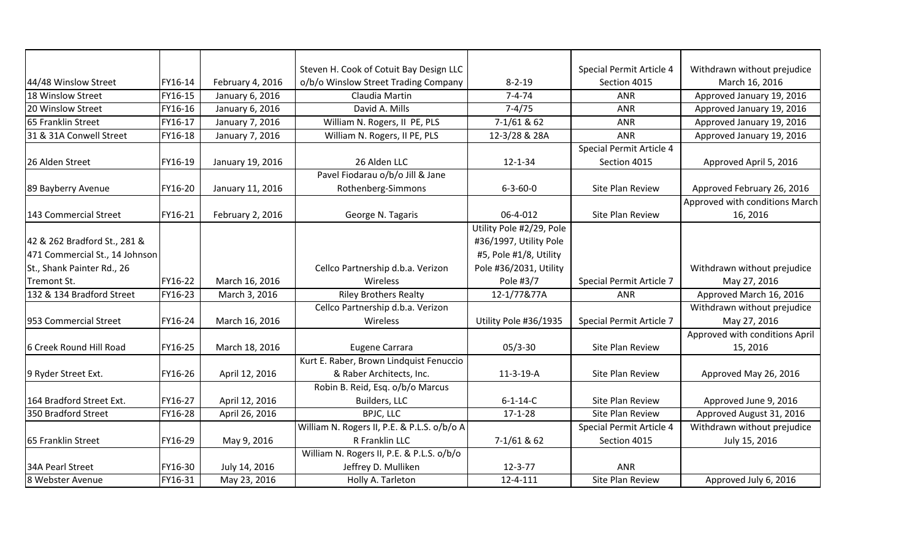| | | | | | | |
|---|---|---|---|---|---|---|
| 44/48 Winslow Street | FY16-14 | February 4, 2016 | Steven H. Cook of Cotuit Bay Design LLC o/b/o Winslow Street Trading Company | 8-2-19 | Special Permit Article 4 Section 4015 | Withdrawn without prejudice March 16, 2016 |
| 18 Winslow Street | FY16-15 | January 6, 2016 | Claudia Martin | 7-4-74 | ANR | Approved January 19, 2016 |
| 20 Winslow Street | FY16-16 | January 6, 2016 | David A. Mills | 7-4/75 | ANR | Approved January 19, 2016 |
| 65 Franklin Street | FY16-17 | January 7, 2016 | William N. Rogers, II PE, PLS | 7-1/61 & 62 | ANR | Approved January 19, 2016 |
| 31 & 31A Conwell Street | FY16-18 | January 7, 2016 | William N. Rogers, II PE, PLS | 12-3/28 & 28A | ANR | Approved January 19, 2016 |
| 26 Alden Street | FY16-19 | January 19, 2016 | 26 Alden LLC | 12-1-34 | Special Permit Article 4 Section 4015 | Approved April 5, 2016 |
| 89 Bayberry Avenue | FY16-20 | January 11, 2016 | Pavel Fiodarau o/b/o Jill & Jane Rothenberg-Simmons | 6-3-60-0 | Site Plan Review | Approved February 26, 2016 |
| 143 Commercial Street | FY16-21 | February 2, 2016 | George N. Tagaris | 06-4-012 | Site Plan Review | Approved with conditions March 16, 2016 |
| 42 & 262 Bradford St., 281 & 471 Commercial St., 14 Johnson St., Shank Painter Rd., 26 Tremont St. | FY16-22 | March 16, 2016 | Cellco Partnership d.b.a. Verizon Wireless | Utility Pole #2/29, Pole #36/1997, Utility Pole #5, Pole #1/8, Utility Pole #36/2031, Utility Pole #3/7 | Special Permit Article 7 | Withdrawn without prejudice May 27, 2016 |
| 132 & 134 Bradford Street | FY16-23 | March 3, 2016 | Riley Brothers Realty | 12-1/77&77A | ANR | Approved March 16, 2016 |
| 953 Commercial Street | FY16-24 | March 16, 2016 | Cellco Partnership d.b.a. Verizon Wireless | Utility Pole #36/1935 | Special Permit Article 7 | Withdrawn without prejudice May 27, 2016 |
| 6 Creek Round Hill Road | FY16-25 | March 18, 2016 | Eugene Carrara | 05/3-30 | Site Plan Review | Approved with conditions April 15, 2016 |
| 9 Ryder Street Ext. | FY16-26 | April 12, 2016 | Kurt E. Raber, Brown Lindquist Fenuccio & Raber Architects, Inc. | 11-3-19-A | Site Plan Review | Approved May 26, 2016 |
| 164 Bradford Street Ext. | FY16-27 | April 12, 2016 | Robin B. Reid, Esq. o/b/o Marcus Builders, LLC | 6-1-14-C | Site Plan Review | Approved June 9, 2016 |
| 350 Bradford Street | FY16-28 | April 26, 2016 | BPJC, LLC | 17-1-28 | Site Plan Review | Approved August 31, 2016 |
| 65 Franklin Street | FY16-29 | May 9, 2016 | William N. Rogers II, P.E. & P.L.S. o/b/o A R Franklin LLC | 7-1/61 & 62 | Special Permit Article 4 Section 4015 | Withdrawn without prejudice July 15, 2016 |
| 34A Pearl Street | FY16-30 | July 14, 2016 | William N. Rogers II, P.E. & P.L.S. o/b/o Jeffrey D. Mulliken | 12-3-77 | ANR | |
| 8 Webster Avenue | FY16-31 | May 23, 2016 | Holly A. Tarleton | 12-4-111 | Site Plan Review | Approved July 6, 2016 |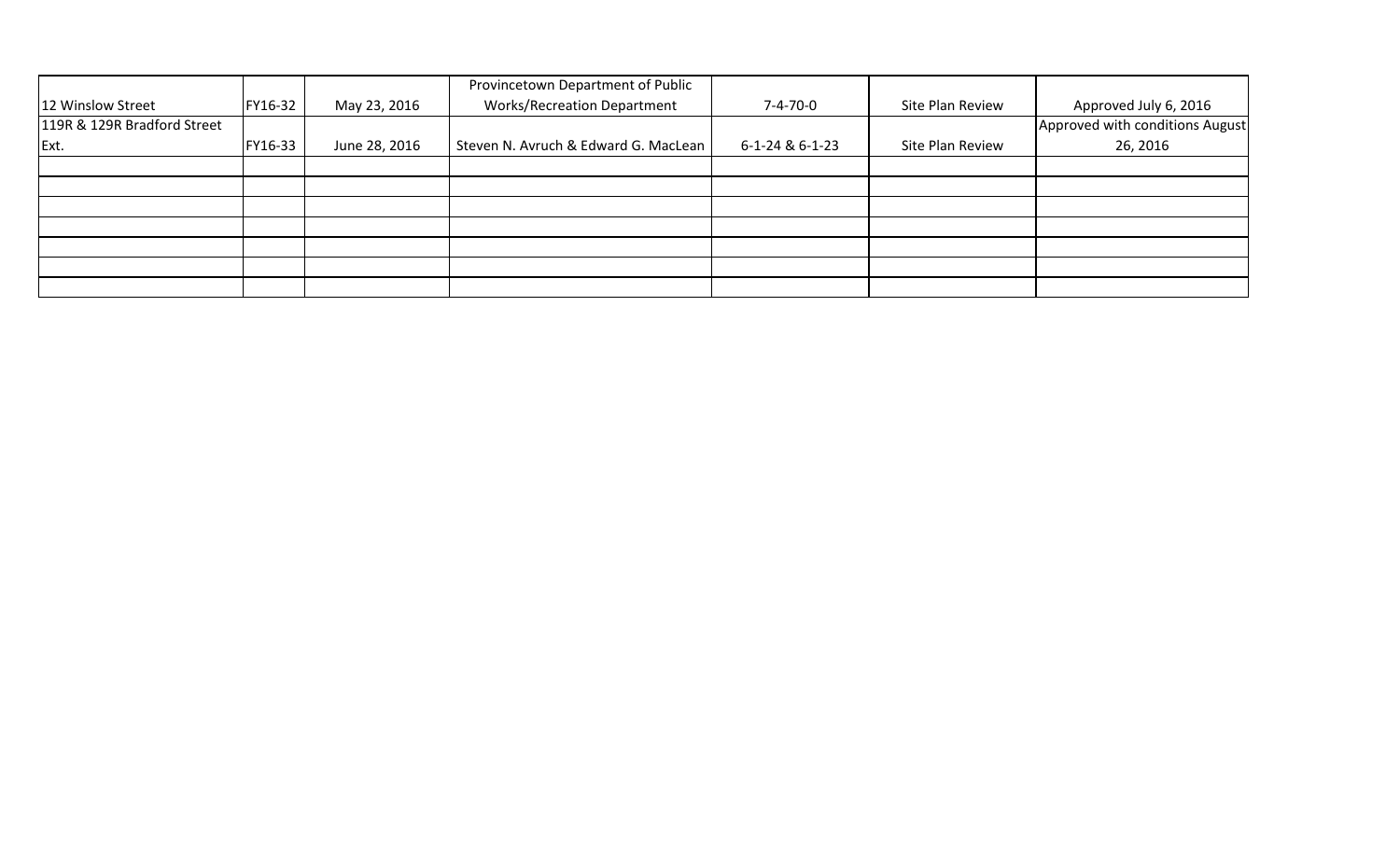| | | | | | | |
|---|---|---|---|---|---|---|
| 12 Winslow Street | FY16-32 | May 23, 2016 | Provincetown Department of Public Works/Recreation Department | 7-4-70-0 | Site Plan Review | Approved July 6, 2016 |
| 119R & 129R Bradford Street Ext. | FY16-33 | June 28, 2016 | Steven N. Avruch & Edward G. MacLean | 6-1-24 & 6-1-23 | Site Plan Review | Approved with conditions August 26, 2016 |
| | | | | | | |
| | | | | | | |
| | | | | | | |
| | | | | | | |
| | | | | | | |
| | | | | | | |
| | | | | | | |